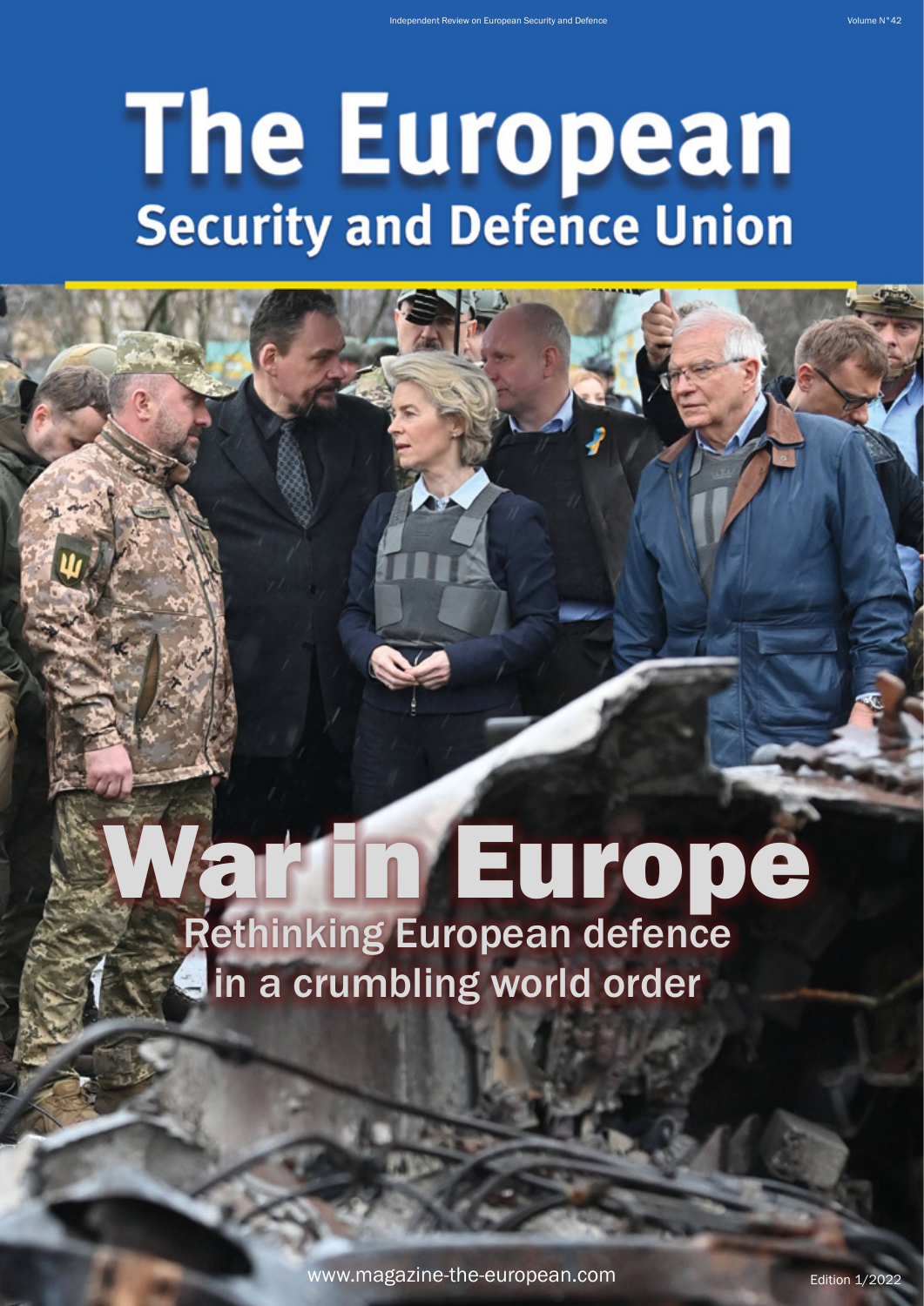Independent Review on European Security and Defence

Volume N°42

# The European
## Security and Defence Union

# War in Europe
## Rethinking European defence in a crumbling world order

www.magazine-the-european.com

Edition 1/2022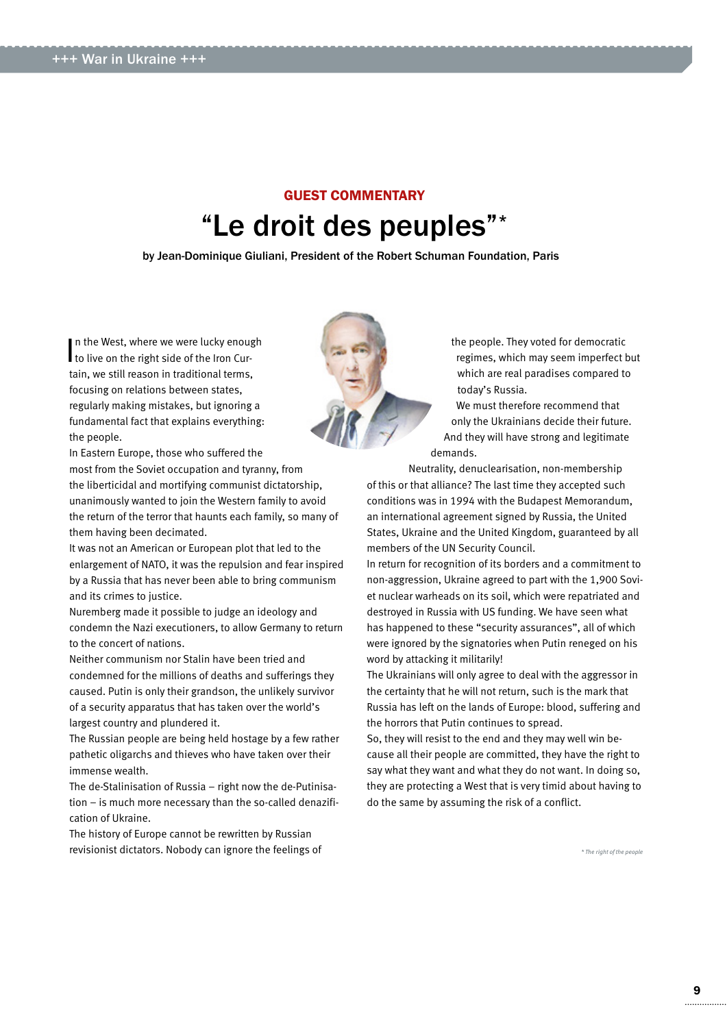GUEST COMMENTARY

# "Le droit des peuples"*

**by Jean-Dominique Giuliani, President of the Robert Schuman Foundation, Paris**

In the West, where we were lucky enough to live on the right side of the Iron Curtain, we still reason in traditional terms, focusing on relations between states, regularly making mistakes, but ignoring a fundamental fact that explains everything: the people.

In Eastern Europe, those who suffered the most from the Soviet occupation and tyranny, from the liberticidal and mortifying communist dictatorship, unanimously wanted to join the Western family to avoid the return of the terror that haunts each family, so many of them having been decimated.

It was not an American or European plot that led to the enlargement of NATO, it was the repulsion and fear inspired by a Russia that has never been able to bring communism and its crimes to justice.

Nuremberg made it possible to judge an ideology and condemn the Nazi executioners, to allow Germany to return to the concert of nations.

Neither communism nor Stalin have been tried and condemned for the millions of deaths and sufferings they caused. Putin is only their grandson, the unlikely survivor of a security apparatus that has taken over the world's largest country and plundered it.

The Russian people are being held hostage by a few rather pathetic oligarchs and thieves who have taken over their immense wealth.

The de-Stalinisation of Russia – right now the de-Putinisation – is much more necessary than the so-called denazification of Ukraine.

The history of Europe cannot be rewritten by Russian revisionist dictators. Nobody can ignore the feelings of the people. They voted for democratic regimes, which may seem imperfect but which are real paradises compared to today's Russia.

We must therefore recommend that only the Ukrainians decide their future. And they will have strong and legitimate demands.

Neutrality, denuclearisation, non-membership of this or that alliance? The last time they accepted such conditions was in 1994 with the Budapest Memorandum, an international agreement signed by Russia, the United States, Ukraine and the United Kingdom, guaranteed by all members of the UN Security Council.

In return for recognition of its borders and a commitment to non-aggression, Ukraine agreed to part with the 1,900 Soviet nuclear warheads on its soil, which were repatriated and destroyed in Russia with US funding. We have seen what has happened to these "security assurances", all of which were ignored by the signatories when Putin reneged on his word by attacking it militarily!

The Ukrainians will only agree to deal with the aggressor in the certainty that he will not return, such is the mark that Russia has left on the lands of Europe: blood, suffering and the horrors that Putin continues to spread.

So, they will resist to the end and they may well win because all their people are committed, they have the right to say what they want and what they do not want. In doing so, they are protecting a West that is very timid about having to do the same by assuming the risk of a conflict.

*\* The right of the people*